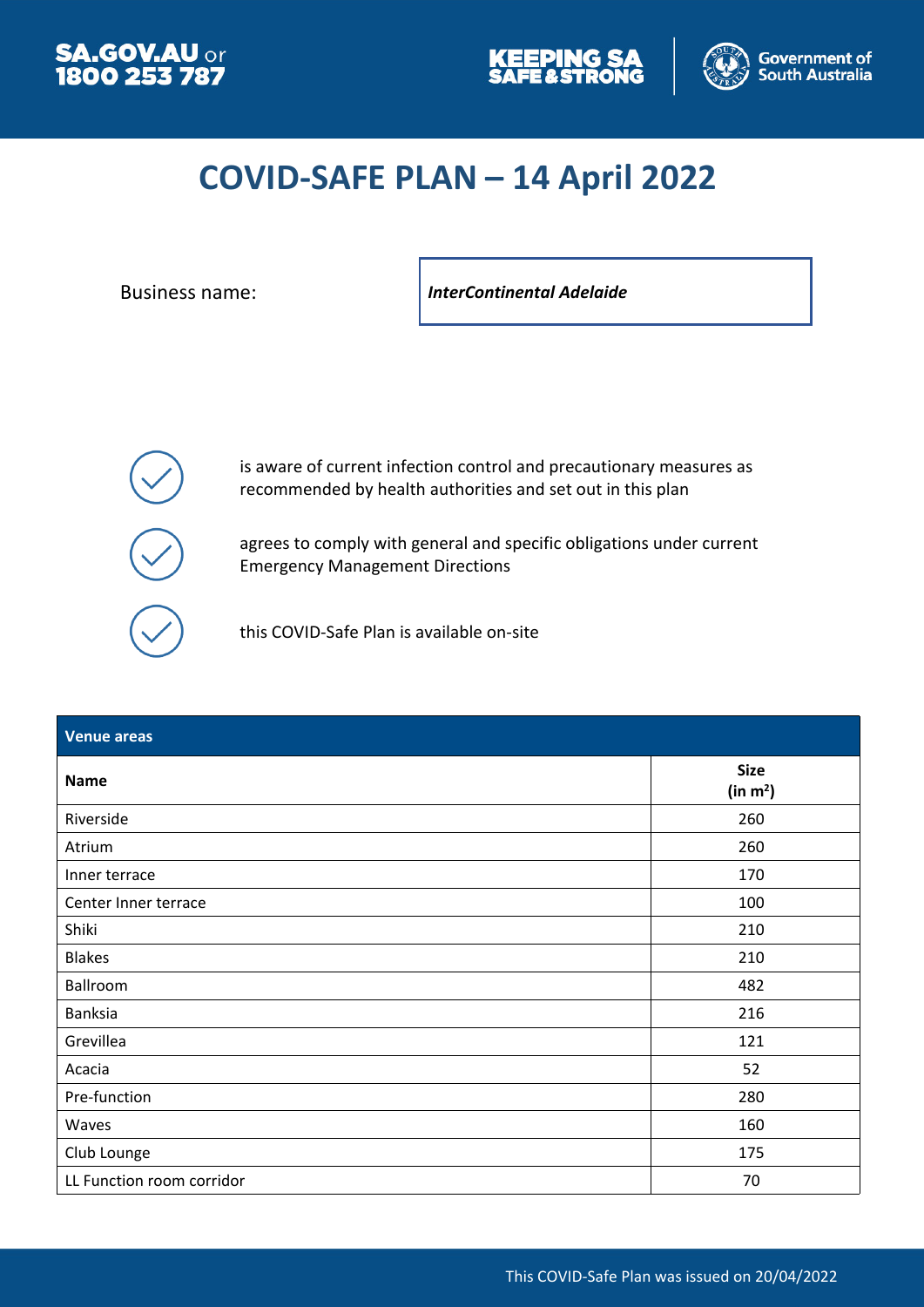SA.GOV.AU or 1800 253 787

KEEPING SA SAFE & STRONG

Government of South Australia

# COVID-SAFE PLAN – 14 April 2022

Business name: ***InterContinental Adelaide***

- is aware of current infection control and precautionary measures as recommended by health authorities and set out in this plan
- agrees to comply with general and specific obligations under current Emergency Management Directions
- this COVID-Safe Plan is available on-site

| Venue areas | |
|---|---|
| **Name** | **Size (in m²)** |
| Riverside | 260 |
| Atrium | 260 |
| Inner terrace | 170 |
| Center Inner terrace | 100 |
| Shiki | 210 |
| Blakes | 210 |
| Ballroom | 482 |
| Banksia | 216 |
| Grevillea | 121 |
| Acacia | 52 |
| Pre-function | 280 |
| Waves | 160 |
| Club Lounge | 175 |
| LL Function room corridor | 70 |

This COVID-Safe Plan was issued on 20/04/2022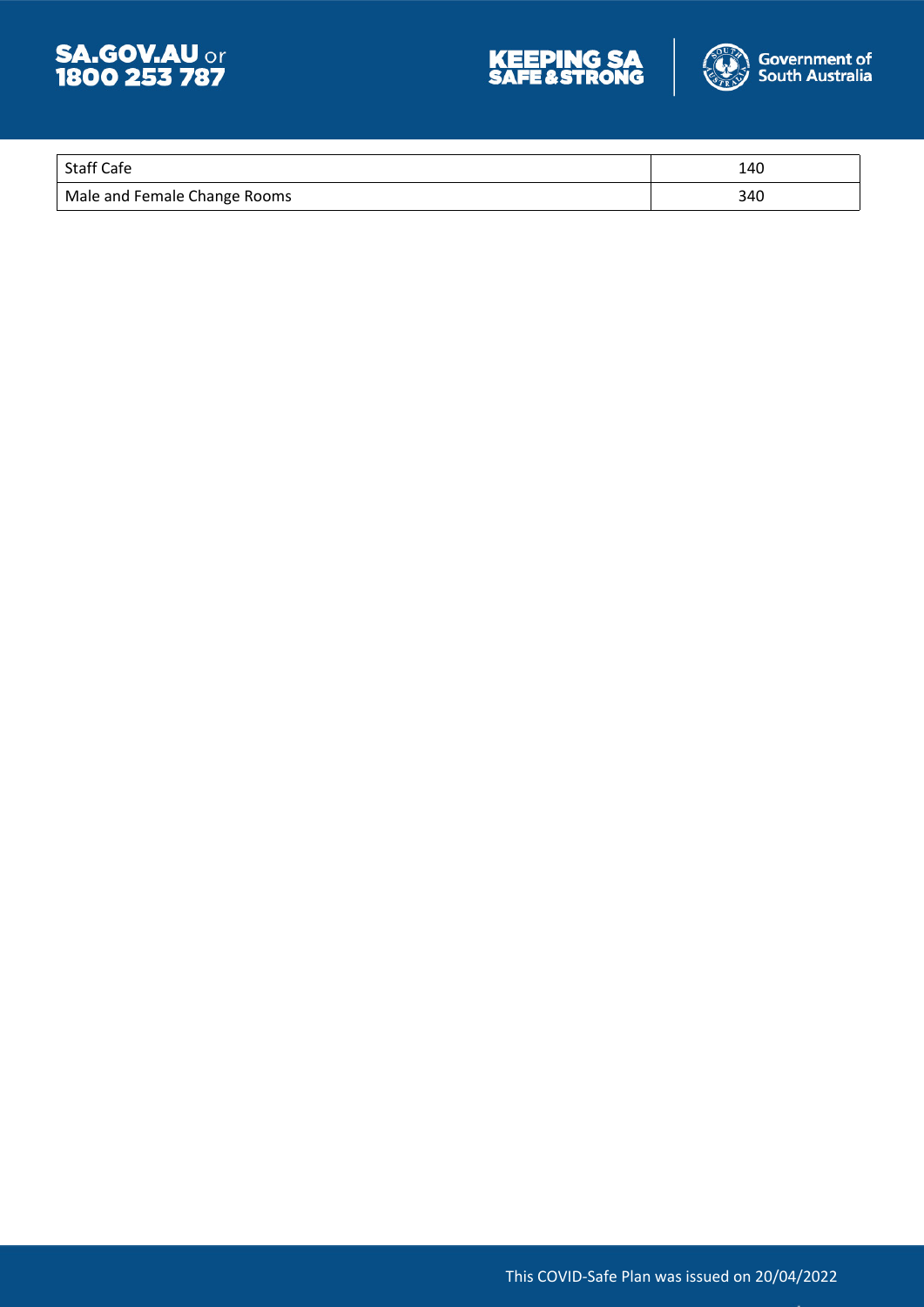| Staff Cafe | 140 |
| --- | --- |
| Male and Female Change Rooms | 340 |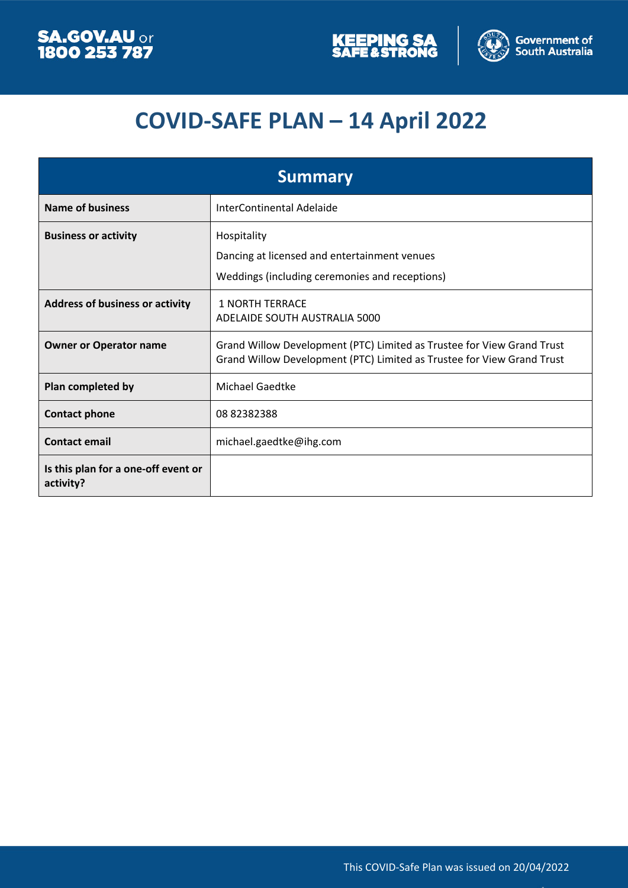# COVID-SAFE PLAN – 14 April 2022

| Summary | |
|---|---|
| **Name of business** | InterContinental Adelaide |
| **Business or activity** | Hospitality<br>Dancing at licensed and entertainment venues<br>Weddings (including ceremonies and receptions) |
| **Address of business or activity** | 1 NORTH TERRACE<br>ADELAIDE SOUTH AUSTRALIA 5000 |
| **Owner or Operator name** | Grand Willow Development (PTC) Limited as Trustee for View Grand Trust<br>Grand Willow Development (PTC) Limited as Trustee for View Grand Trust |
| **Plan completed by** | Michael Gaedtke |
| **Contact phone** | 08 82382388 |
| **Contact email** | michael.gaedtke@ihg.com |
| **Is this plan for a one-off event or activity?** | |

This COVID-Safe Plan was issued on 20/04/2022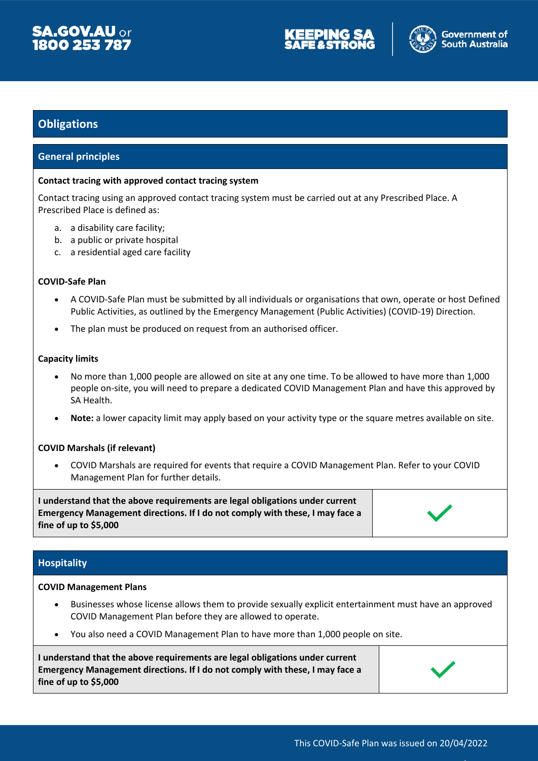## Obligations

### General principles

**Contact tracing with approved contact tracing system**

Contact tracing using an approved contact tracing system must be carried out at any Prescribed Place. A Prescribed Place is defined as:

a. a disability care facility;
b. a public or private hospital
c. a residential aged care facility

**COVID-Safe Plan**

- A COVID-Safe Plan must be submitted by all individuals or organisations that own, operate or host Defined Public Activities, as outlined by the Emergency Management (Public Activities) (COVID-19) Direction.
- The plan must be produced on request from an authorised officer.

**Capacity limits**

- No more than 1,000 people are allowed on site at any one time. To be allowed to have more than 1,000 people on-site, you will need to prepare a dedicated COVID Management Plan and have this approved by SA Health.
- **Note:** a lower capacity limit may apply based on your activity type or the square metres available on site.

**COVID Marshals (if relevant)**

- COVID Marshals are required for events that require a COVID Management Plan. Refer to your COVID Management Plan for further details.

| **I understand that the above requirements are legal obligations under current Emergency Management directions. If I do not comply with these, I may face a fine of up to $5,000** | ✓ |
|---|---|

### Hospitality

**COVID Management Plans**

- Businesses whose license allows them to provide sexually explicit entertainment must have an approved COVID Management Plan before they are allowed to operate.
- You also need a COVID Management Plan to have more than 1,000 people on site.

| **I understand that the above requirements are legal obligations under current Emergency Management directions. If I do not comply with these, I may face a fine of up to $5,000** | ✓ |
|---|---|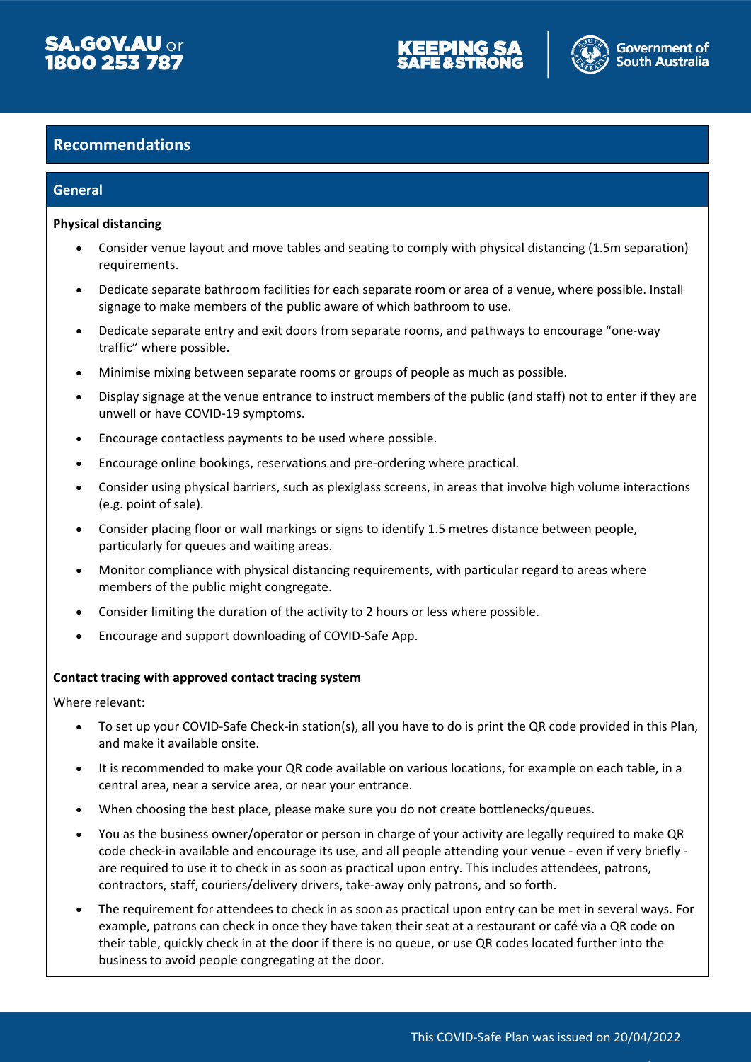## Recommendations

### General

**Physical distancing**

- Consider venue layout and move tables and seating to comply with physical distancing (1.5m separation) requirements.
- Dedicate separate bathroom facilities for each separate room or area of a venue, where possible. Install signage to make members of the public aware of which bathroom to use.
- Dedicate separate entry and exit doors from separate rooms, and pathways to encourage "one-way traffic" where possible.
- Minimise mixing between separate rooms or groups of people as much as possible.
- Display signage at the venue entrance to instruct members of the public (and staff) not to enter if they are unwell or have COVID-19 symptoms.
- Encourage contactless payments to be used where possible.
- Encourage online bookings, reservations and pre-ordering where practical.
- Consider using physical barriers, such as plexiglass screens, in areas that involve high volume interactions (e.g. point of sale).
- Consider placing floor or wall markings or signs to identify 1.5 metres distance between people, particularly for queues and waiting areas.
- Monitor compliance with physical distancing requirements, with particular regard to areas where members of the public might congregate.
- Consider limiting the duration of the activity to 2 hours or less where possible.
- Encourage and support downloading of COVID-Safe App.

**Contact tracing with approved contact tracing system**

Where relevant:

- To set up your COVID-Safe Check-in station(s), all you have to do is print the QR code provided in this Plan, and make it available onsite.
- It is recommended to make your QR code available on various locations, for example on each table, in a central area, near a service area, or near your entrance.
- When choosing the best place, please make sure you do not create bottlenecks/queues.
- You as the business owner/operator or person in charge of your activity are legally required to make QR code check-in available and encourage its use, and all people attending your venue - even if very briefly - are required to use it to check in as soon as practical upon entry. This includes attendees, patrons, contractors, staff, couriers/delivery drivers, take-away only patrons, and so forth.
- The requirement for attendees to check in as soon as practical upon entry can be met in several ways. For example, patrons can check in once they have taken their seat at a restaurant or café via a QR code on their table, quickly check in at the door if there is no queue, or use QR codes located further into the business to avoid people congregating at the door.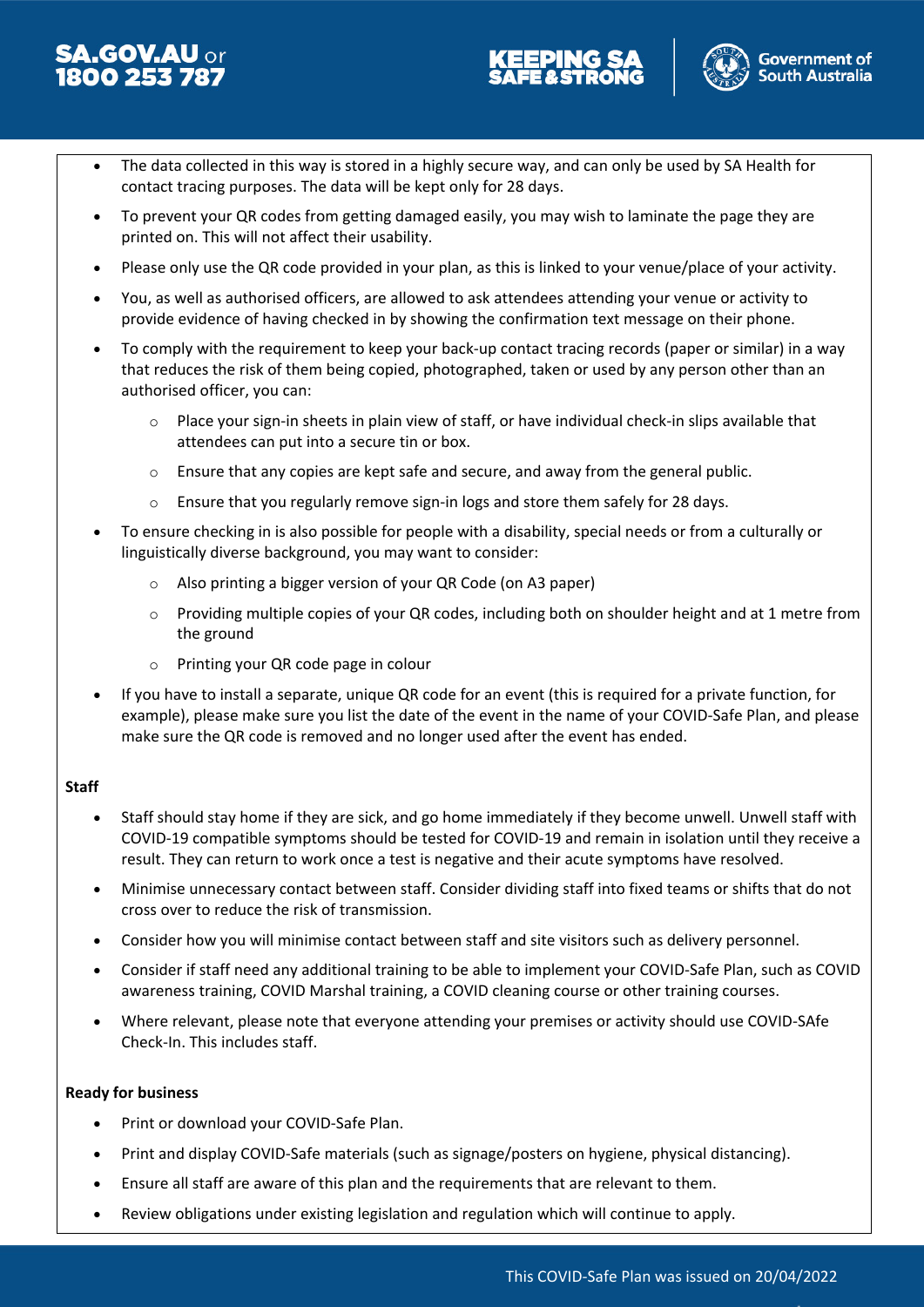- The data collected in this way is stored in a highly secure way, and can only be used by SA Health for contact tracing purposes. The data will be kept only for 28 days.
- To prevent your QR codes from getting damaged easily, you may wish to laminate the page they are printed on. This will not affect their usability.
- Please only use the QR code provided in your plan, as this is linked to your venue/place of your activity.
- You, as well as authorised officers, are allowed to ask attendees attending your venue or activity to provide evidence of having checked in by showing the confirmation text message on their phone.
- To comply with the requirement to keep your back-up contact tracing records (paper or similar) in a way that reduces the risk of them being copied, photographed, taken or used by any person other than an authorised officer, you can:
  - Place your sign-in sheets in plain view of staff, or have individual check-in slips available that attendees can put into a secure tin or box.
  - Ensure that any copies are kept safe and secure, and away from the general public.
  - Ensure that you regularly remove sign-in logs and store them safely for 28 days.
- To ensure checking in is also possible for people with a disability, special needs or from a culturally or linguistically diverse background, you may want to consider:
  - Also printing a bigger version of your QR Code (on A3 paper)
  - Providing multiple copies of your QR codes, including both on shoulder height and at 1 metre from the ground
  - Printing your QR code page in colour
- If you have to install a separate, unique QR code for an event (this is required for a private function, for example), please make sure you list the date of the event in the name of your COVID-Safe Plan, and please make sure the QR code is removed and no longer used after the event has ended.

**Staff**

- Staff should stay home if they are sick, and go home immediately if they become unwell. Unwell staff with COVID-19 compatible symptoms should be tested for COVID-19 and remain in isolation until they receive a result. They can return to work once a test is negative and their acute symptoms have resolved.
- Minimise unnecessary contact between staff. Consider dividing staff into fixed teams or shifts that do not cross over to reduce the risk of transmission.
- Consider how you will minimise contact between staff and site visitors such as delivery personnel.
- Consider if staff need any additional training to be able to implement your COVID-Safe Plan, such as COVID awareness training, COVID Marshal training, a COVID cleaning course or other training courses.
- Where relevant, please note that everyone attending your premises or activity should use COVID-SAfe Check-In. This includes staff.

**Ready for business**

- Print or download your COVID-Safe Plan.
- Print and display COVID-Safe materials (such as signage/posters on hygiene, physical distancing).
- Ensure all staff are aware of this plan and the requirements that are relevant to them.
- Review obligations under existing legislation and regulation which will continue to apply.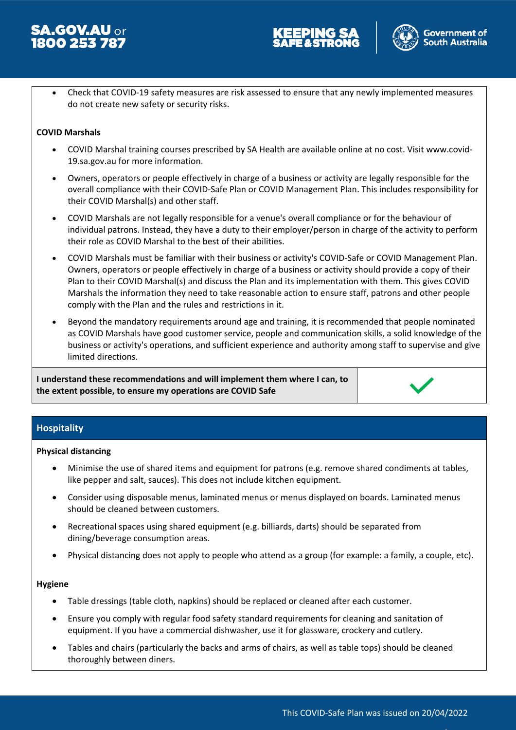- Check that COVID-19 safety measures are risk assessed to ensure that any newly implemented measures do not create new safety or security risks.

**COVID Marshals**

- COVID Marshal training courses prescribed by SA Health are available online at no cost. Visit www.covid-19.sa.gov.au for more information.
- Owners, operators or people effectively in charge of a business or activity are legally responsible for the overall compliance with their COVID-Safe Plan or COVID Management Plan. This includes responsibility for their COVID Marshal(s) and other staff.
- COVID Marshals are not legally responsible for a venue's overall compliance or for the behaviour of individual patrons. Instead, they have a duty to their employer/person in charge of the activity to perform their role as COVID Marshal to the best of their abilities.
- COVID Marshals must be familiar with their business or activity's COVID-Safe or COVID Management Plan. Owners, operators or people effectively in charge of a business or activity should provide a copy of their Plan to their COVID Marshal(s) and discuss the Plan and its implementation with them. This gives COVID Marshals the information they need to take reasonable action to ensure staff, patrons and other people comply with the Plan and the rules and restrictions in it.
- Beyond the mandatory requirements around age and training, it is recommended that people nominated as COVID Marshals have good customer service, people and communication skills, a solid knowledge of the business or activity's operations, and sufficient experience and authority among staff to supervise and give limited directions.

| **I understand these recommendations and will implement them where I can, to the extent possible, to ensure my operations are COVID Safe** | ✓ |
|---|---|

## Hospitality

**Physical distancing**

- Minimise the use of shared items and equipment for patrons (e.g. remove shared condiments at tables, like pepper and salt, sauces). This does not include kitchen equipment.
- Consider using disposable menus, laminated menus or menus displayed on boards. Laminated menus should be cleaned between customers.
- Recreational spaces using shared equipment (e.g. billiards, darts) should be separated from dining/beverage consumption areas.
- Physical distancing does not apply to people who attend as a group (for example: a family, a couple, etc).

**Hygiene**

- Table dressings (table cloth, napkins) should be replaced or cleaned after each customer.
- Ensure you comply with regular food safety standard requirements for cleaning and sanitation of equipment. If you have a commercial dishwasher, use it for glassware, crockery and cutlery.
- Tables and chairs (particularly the backs and arms of chairs, as well as table tops) should be cleaned thoroughly between diners.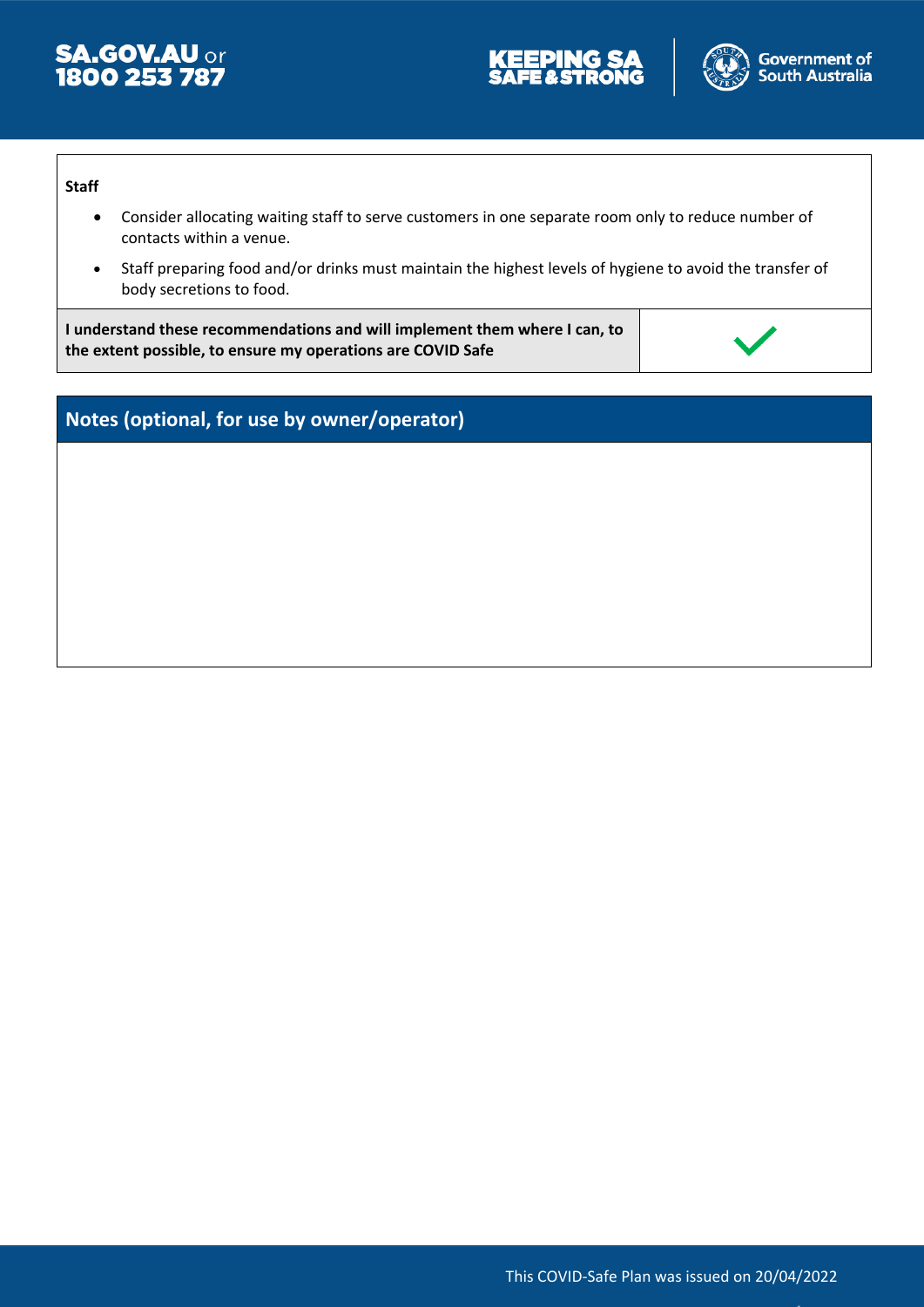**Staff**

- Consider allocating waiting staff to serve customers in one separate room only to reduce number of contacts within a venue.
- Staff preparing food and/or drinks must maintain the highest levels of hygiene to avoid the transfer of body secretions to food.

| | |
|---|---|
| **I understand these recommendations and will implement them where I can, to the extent possible, to ensure my operations are COVID Safe** | ✓ |

## Notes (optional, for use by owner/operator)

This COVID-Safe Plan was issued on 20/04/2022